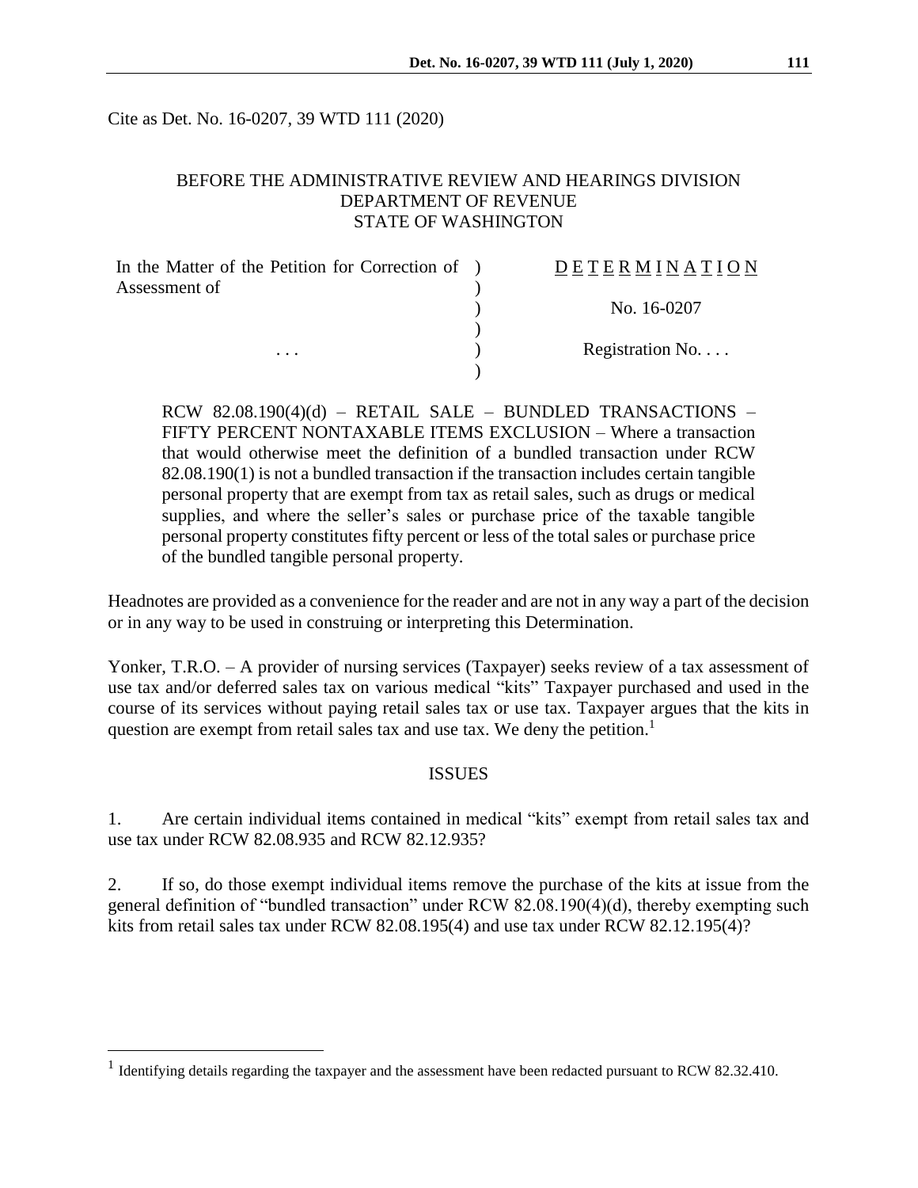Cite as Det. No. 16-0207, 39 WTD 111 (2020)

BEFORE THE ADMINISTRATIVE REVIEW AND HEARINGS DIVISION
DEPARTMENT OF REVENUE
STATE OF WASHINGTON

| | | |
|---|---|---|
| In the Matter of the Petition for Correction of Assessment of | ) | D E T E R M I N A T I O N |
| | ) | |
| | ) | No. 16-0207 |
| | ) | |
| . . . | ) | Registration No. . . . |
| | ) | |

RCW 82.08.190(4)(d) – RETAIL SALE – BUNDLED TRANSACTIONS – FIFTY PERCENT NONTAXABLE ITEMS EXCLUSION – Where a transaction that would otherwise meet the definition of a bundled transaction under RCW 82.08.190(1) is not a bundled transaction if the transaction includes certain tangible personal property that are exempt from tax as retail sales, such as drugs or medical supplies, and where the seller's sales or purchase price of the taxable tangible personal property constitutes fifty percent or less of the total sales or purchase price of the bundled tangible personal property.

Headnotes are provided as a convenience for the reader and are not in any way a part of the decision or in any way to be used in construing or interpreting this Determination.

Yonker, T.R.O. – A provider of nursing services (Taxpayer) seeks review of a tax assessment of use tax and/or deferred sales tax on various medical "kits" Taxpayer purchased and used in the course of its services without paying retail sales tax or use tax. Taxpayer argues that the kits in question are exempt from retail sales tax and use tax. We deny the petition.[1]

## ISSUES

1. Are certain individual items contained in medical "kits" exempt from retail sales tax and use tax under RCW 82.08.935 and RCW 82.12.935?

2. If so, do those exempt individual items remove the purchase of the kits at issue from the general definition of "bundled transaction" under RCW 82.08.190(4)(d), thereby exempting such kits from retail sales tax under RCW 82.08.195(4) and use tax under RCW 82.12.195(4)?

---

[1] Identifying details regarding the taxpayer and the assessment have been redacted pursuant to RCW 82.32.410.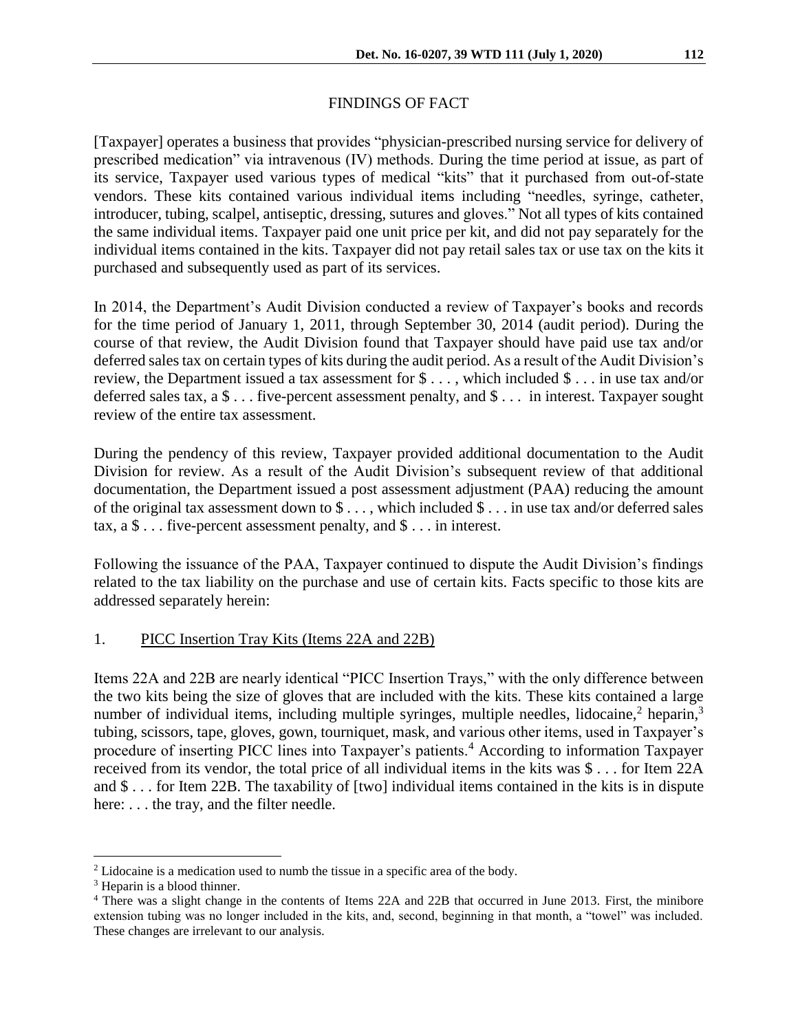## FINDINGS OF FACT

[Taxpayer] operates a business that provides "physician-prescribed nursing service for delivery of prescribed medication" via intravenous (IV) methods. During the time period at issue, as part of its service, Taxpayer used various types of medical "kits" that it purchased from out-of-state vendors. These kits contained various individual items including "needles, syringe, catheter, introducer, tubing, scalpel, antiseptic, dressing, sutures and gloves." Not all types of kits contained the same individual items. Taxpayer paid one unit price per kit, and did not pay separately for the individual items contained in the kits. Taxpayer did not pay retail sales tax or use tax on the kits it purchased and subsequently used as part of its services.

In 2014, the Department's Audit Division conducted a review of Taxpayer's books and records for the time period of January 1, 2011, through September 30, 2014 (audit period). During the course of that review, the Audit Division found that Taxpayer should have paid use tax and/or deferred sales tax on certain types of kits during the audit period. As a result of the Audit Division's review, the Department issued a tax assessment for $ . . . , which included $ . . . in use tax and/or deferred sales tax, a $ . . . five-percent assessment penalty, and $ . . . in interest. Taxpayer sought review of the entire tax assessment.

During the pendency of this review, Taxpayer provided additional documentation to the Audit Division for review. As a result of the Audit Division's subsequent review of that additional documentation, the Department issued a post assessment adjustment (PAA) reducing the amount of the original tax assessment down to $ . . . , which included $ . . . in use tax and/or deferred sales tax, a $ . . . five-percent assessment penalty, and $ . . . in interest.

Following the issuance of the PAA, Taxpayer continued to dispute the Audit Division's findings related to the tax liability on the purchase and use of certain kits. Facts specific to those kits are addressed separately herein:

1. PICC Insertion Tray Kits (Items 22A and 22B)

Items 22A and 22B are nearly identical "PICC Insertion Trays," with the only difference between the two kits being the size of gloves that are included with the kits. These kits contained a large number of individual items, including multiple syringes, multiple needles, lidocaine,[2] heparin,[3] tubing, scissors, tape, gloves, gown, tourniquet, mask, and various other items, used in Taxpayer's procedure of inserting PICC lines into Taxpayer's patients.[4] According to information Taxpayer received from its vendor, the total price of all individual items in the kits was $ . . . for Item 22A and $ . . . for Item 22B. The taxability of [two] individual items contained in the kits is in dispute here: . . . the tray, and the filter needle.

---

[2] Lidocaine is a medication used to numb the tissue in a specific area of the body.

[3] Heparin is a blood thinner.

[4] There was a slight change in the contents of Items 22A and 22B that occurred in June 2013. First, the minibore extension tubing was no longer included in the kits, and, second, beginning in that month, a "towel" was included. These changes are irrelevant to our analysis.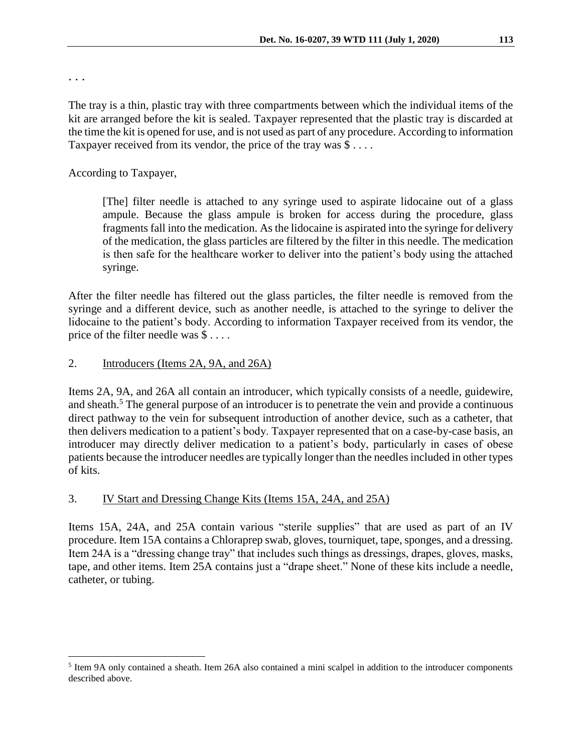. . .

The tray is a thin, plastic tray with three compartments between which the individual items of the kit are arranged before the kit is sealed. Taxpayer represented that the plastic tray is discarded at the time the kit is opened for use, and is not used as part of any procedure. According to information Taxpayer received from its vendor, the price of the tray was $ . . . .

According to Taxpayer,

> [The] filter needle is attached to any syringe used to aspirate lidocaine out of a glass ampule. Because the glass ampule is broken for access during the procedure, glass fragments fall into the medication. As the lidocaine is aspirated into the syringe for delivery of the medication, the glass particles are filtered by the filter in this needle. The medication is then safe for the healthcare worker to deliver into the patient's body using the attached syringe.

After the filter needle has filtered out the glass particles, the filter needle is removed from the syringe and a different device, such as another needle, is attached to the syringe to deliver the lidocaine to the patient's body. According to information Taxpayer received from its vendor, the price of the filter needle was $ . . . .

2. Introducers (Items 2A, 9A, and 26A)

Items 2A, 9A, and 26A all contain an introducer, which typically consists of a needle, guidewire, and sheath.[5] The general purpose of an introducer is to penetrate the vein and provide a continuous direct pathway to the vein for subsequent introduction of another device, such as a catheter, that then delivers medication to a patient's body. Taxpayer represented that on a case-by-case basis, an introducer may directly deliver medication to a patient's body, particularly in cases of obese patients because the introducer needles are typically longer than the needles included in other types of kits.

3. IV Start and Dressing Change Kits (Items 15A, 24A, and 25A)

Items 15A, 24A, and 25A contain various "sterile supplies" that are used as part of an IV procedure. Item 15A contains a Chloraprep swab, gloves, tourniquet, tape, sponges, and a dressing. Item 24A is a "dressing change tray" that includes such things as dressings, drapes, gloves, masks, tape, and other items. Item 25A contains just a "drape sheet." None of these kits include a needle, catheter, or tubing.

---

[5] Item 9A only contained a sheath. Item 26A also contained a mini scalpel in addition to the introducer components described above.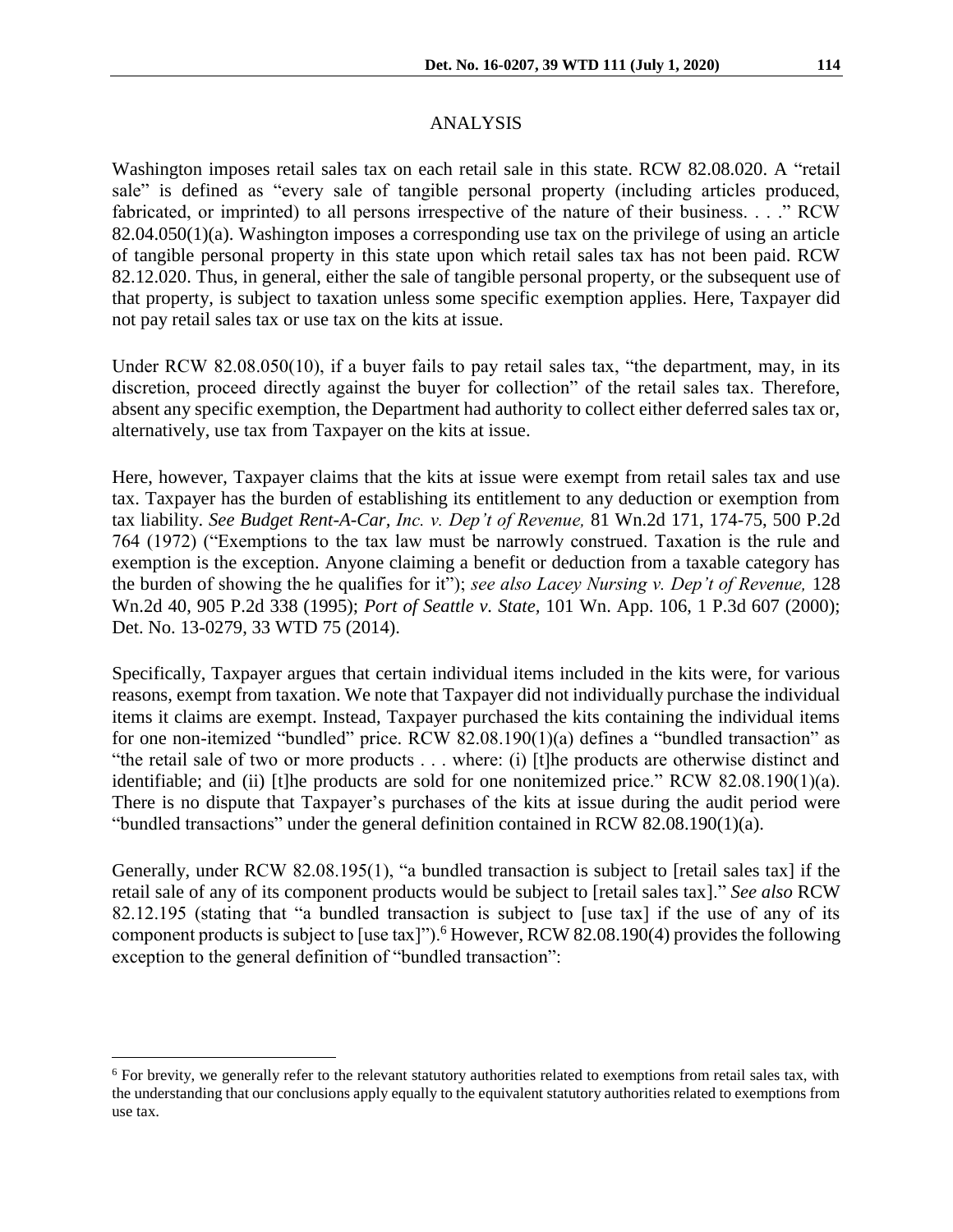## ANALYSIS

Washington imposes retail sales tax on each retail sale in this state. RCW 82.08.020. A "retail sale" is defined as "every sale of tangible personal property (including articles produced, fabricated, or imprinted) to all persons irrespective of the nature of their business. . . ." RCW 82.04.050(1)(a). Washington imposes a corresponding use tax on the privilege of using an article of tangible personal property in this state upon which retail sales tax has not been paid. RCW 82.12.020. Thus, in general, either the sale of tangible personal property, or the subsequent use of that property, is subject to taxation unless some specific exemption applies. Here, Taxpayer did not pay retail sales tax or use tax on the kits at issue.

Under RCW 82.08.050(10), if a buyer fails to pay retail sales tax, "the department, may, in its discretion, proceed directly against the buyer for collection" of the retail sales tax. Therefore, absent any specific exemption, the Department had authority to collect either deferred sales tax or, alternatively, use tax from Taxpayer on the kits at issue.

Here, however, Taxpayer claims that the kits at issue were exempt from retail sales tax and use tax. Taxpayer has the burden of establishing its entitlement to any deduction or exemption from tax liability. *See Budget Rent-A-Car, Inc. v. Dep't of Revenue,* 81 Wn.2d 171, 174-75, 500 P.2d 764 (1972) ("Exemptions to the tax law must be narrowly construed. Taxation is the rule and exemption is the exception. Anyone claiming a benefit or deduction from a taxable category has the burden of showing the he qualifies for it"); *see also Lacey Nursing v. Dep't of Revenue,* 128 Wn.2d 40, 905 P.2d 338 (1995); *Port of Seattle v. State,* 101 Wn. App. 106, 1 P.3d 607 (2000); Det. No. 13-0279, 33 WTD 75 (2014).

Specifically, Taxpayer argues that certain individual items included in the kits were, for various reasons, exempt from taxation. We note that Taxpayer did not individually purchase the individual items it claims are exempt. Instead, Taxpayer purchased the kits containing the individual items for one non-itemized "bundled" price. RCW 82.08.190(1)(a) defines a "bundled transaction" as "the retail sale of two or more products . . . where: (i) [t]he products are otherwise distinct and identifiable; and (ii) [t]he products are sold for one nonitemized price." RCW 82.08.190(1)(a). There is no dispute that Taxpayer's purchases of the kits at issue during the audit period were "bundled transactions" under the general definition contained in RCW 82.08.190(1)(a).

Generally, under RCW 82.08.195(1), "a bundled transaction is subject to [retail sales tax] if the retail sale of any of its component products would be subject to [retail sales tax]." *See also* RCW 82.12.195 (stating that "a bundled transaction is subject to [use tax] if the use of any of its component products is subject to [use tax]").[6] However, RCW 82.08.190(4) provides the following exception to the general definition of "bundled transaction":

---

[6] For brevity, we generally refer to the relevant statutory authorities related to exemptions from retail sales tax, with the understanding that our conclusions apply equally to the equivalent statutory authorities related to exemptions from use tax.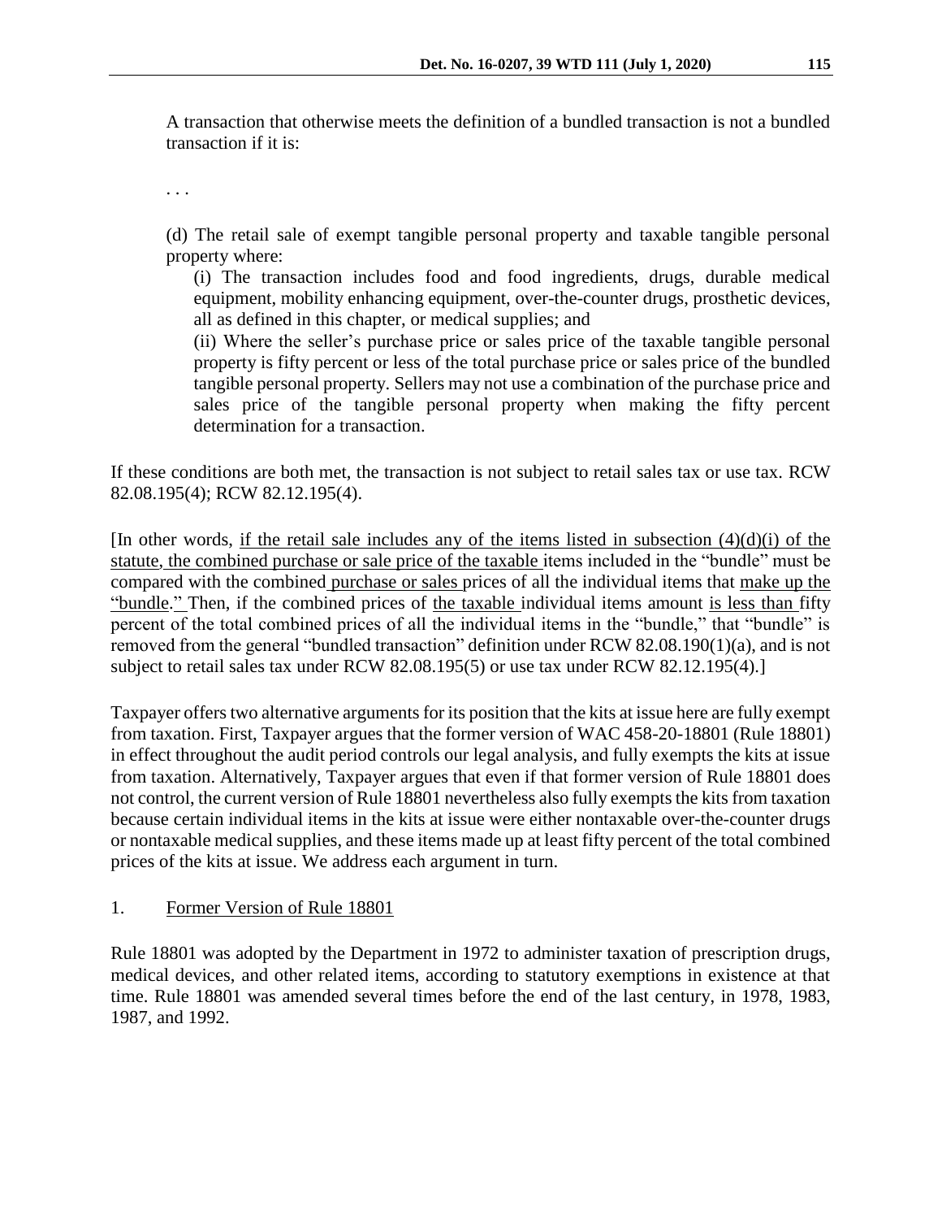A transaction that otherwise meets the definition of a bundled transaction is not a bundled transaction if it is:

. . .

(d) The retail sale of exempt tangible personal property and taxable tangible personal property where:

(i) The transaction includes food and food ingredients, drugs, durable medical equipment, mobility enhancing equipment, over-the-counter drugs, prosthetic devices, all as defined in this chapter, or medical supplies; and

(ii) Where the seller's purchase price or sales price of the taxable tangible personal property is fifty percent or less of the total purchase price or sales price of the bundled tangible personal property. Sellers may not use a combination of the purchase price and sales price of the tangible personal property when making the fifty percent determination for a transaction.

If these conditions are both met, the transaction is not subject to retail sales tax or use tax. RCW 82.08.195(4); RCW 82.12.195(4).

[In other words, if the retail sale includes any of the items listed in subsection (4)(d)(i) of the statute, the combined purchase or sale price of the taxable items included in the "bundle" must be compared with the combined purchase or sales prices of all the individual items that make up the "bundle." Then, if the combined prices of the taxable individual items amount is less than fifty percent of the total combined prices of all the individual items in the "bundle," that "bundle" is removed from the general "bundled transaction" definition under RCW 82.08.190(1)(a), and is not subject to retail sales tax under RCW 82.08.195(5) or use tax under RCW 82.12.195(4).]

Taxpayer offers two alternative arguments for its position that the kits at issue here are fully exempt from taxation. First, Taxpayer argues that the former version of WAC 458-20-18801 (Rule 18801) in effect throughout the audit period controls our legal analysis, and fully exempts the kits at issue from taxation. Alternatively, Taxpayer argues that even if that former version of Rule 18801 does not control, the current version of Rule 18801 nevertheless also fully exempts the kits from taxation because certain individual items in the kits at issue were either nontaxable over-the-counter drugs or nontaxable medical supplies, and these items made up at least fifty percent of the total combined prices of the kits at issue. We address each argument in turn.

1. Former Version of Rule 18801

Rule 18801 was adopted by the Department in 1972 to administer taxation of prescription drugs, medical devices, and other related items, according to statutory exemptions in existence at that time. Rule 18801 was amended several times before the end of the last century, in 1978, 1983, 1987, and 1992.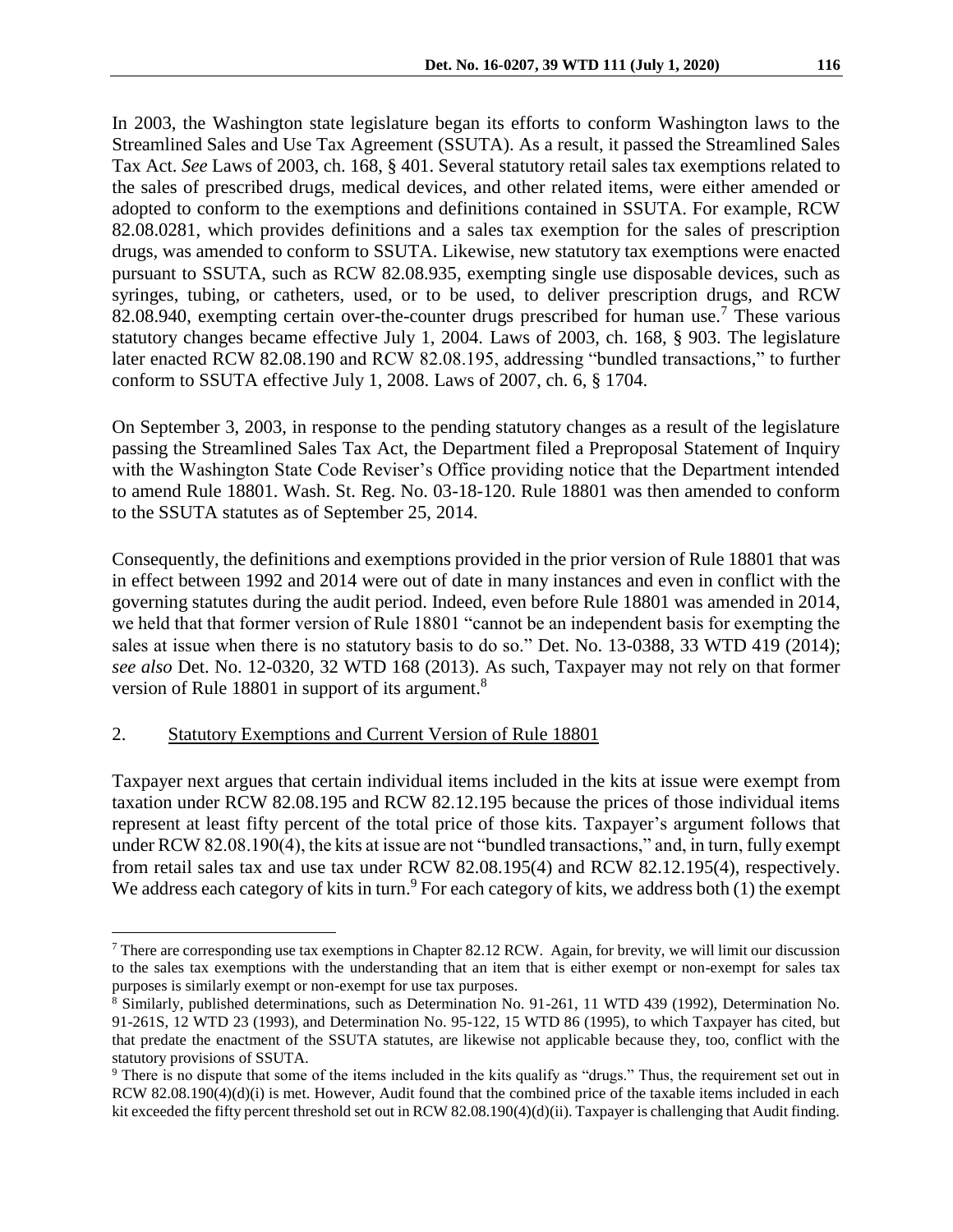In 2003, the Washington state legislature began its efforts to conform Washington laws to the Streamlined Sales and Use Tax Agreement (SSUTA). As a result, it passed the Streamlined Sales Tax Act. *See* Laws of 2003, ch. 168, § 401. Several statutory retail sales tax exemptions related to the sales of prescribed drugs, medical devices, and other related items, were either amended or adopted to conform to the exemptions and definitions contained in SSUTA. For example, RCW 82.08.0281, which provides definitions and a sales tax exemption for the sales of prescription drugs, was amended to conform to SSUTA. Likewise, new statutory tax exemptions were enacted pursuant to SSUTA, such as RCW 82.08.935, exempting single use disposable devices, such as syringes, tubing, or catheters, used, or to be used, to deliver prescription drugs, and RCW 82.08.940, exempting certain over-the-counter drugs prescribed for human use.[7] These various statutory changes became effective July 1, 2004. Laws of 2003, ch. 168, § 903. The legislature later enacted RCW 82.08.190 and RCW 82.08.195, addressing "bundled transactions," to further conform to SSUTA effective July 1, 2008. Laws of 2007, ch. 6, § 1704.

On September 3, 2003, in response to the pending statutory changes as a result of the legislature passing the Streamlined Sales Tax Act, the Department filed a Preproposal Statement of Inquiry with the Washington State Code Reviser's Office providing notice that the Department intended to amend Rule 18801. Wash. St. Reg. No. 03-18-120. Rule 18801 was then amended to conform to the SSUTA statutes as of September 25, 2014.

Consequently, the definitions and exemptions provided in the prior version of Rule 18801 that was in effect between 1992 and 2014 were out of date in many instances and even in conflict with the governing statutes during the audit period. Indeed, even before Rule 18801 was amended in 2014, we held that that former version of Rule 18801 "cannot be an independent basis for exempting the sales at issue when there is no statutory basis to do so." Det. No. 13-0388, 33 WTD 419 (2014); *see also* Det. No. 12-0320, 32 WTD 168 (2013). As such, Taxpayer may not rely on that former version of Rule 18801 in support of its argument.[8]

## 2. Statutory Exemptions and Current Version of Rule 18801

Taxpayer next argues that certain individual items included in the kits at issue were exempt from taxation under RCW 82.08.195 and RCW 82.12.195 because the prices of those individual items represent at least fifty percent of the total price of those kits. Taxpayer's argument follows that under RCW 82.08.190(4), the kits at issue are not "bundled transactions," and, in turn, fully exempt from retail sales tax and use tax under RCW 82.08.195(4) and RCW 82.12.195(4), respectively. We address each category of kits in turn.[9] For each category of kits, we address both (1) the exempt

---

[7] There are corresponding use tax exemptions in Chapter 82.12 RCW. Again, for brevity, we will limit our discussion to the sales tax exemptions with the understanding that an item that is either exempt or non-exempt for sales tax purposes is similarly exempt or non-exempt for use tax purposes.

[8] Similarly, published determinations, such as Determination No. 91-261, 11 WTD 439 (1992), Determination No. 91-261S, 12 WTD 23 (1993), and Determination No. 95-122, 15 WTD 86 (1995), to which Taxpayer has cited, but that predate the enactment of the SSUTA statutes, are likewise not applicable because they, too, conflict with the statutory provisions of SSUTA.

[9] There is no dispute that some of the items included in the kits qualify as "drugs." Thus, the requirement set out in RCW 82.08.190(4)(d)(i) is met. However, Audit found that the combined price of the taxable items included in each kit exceeded the fifty percent threshold set out in RCW 82.08.190(4)(d)(ii). Taxpayer is challenging that Audit finding.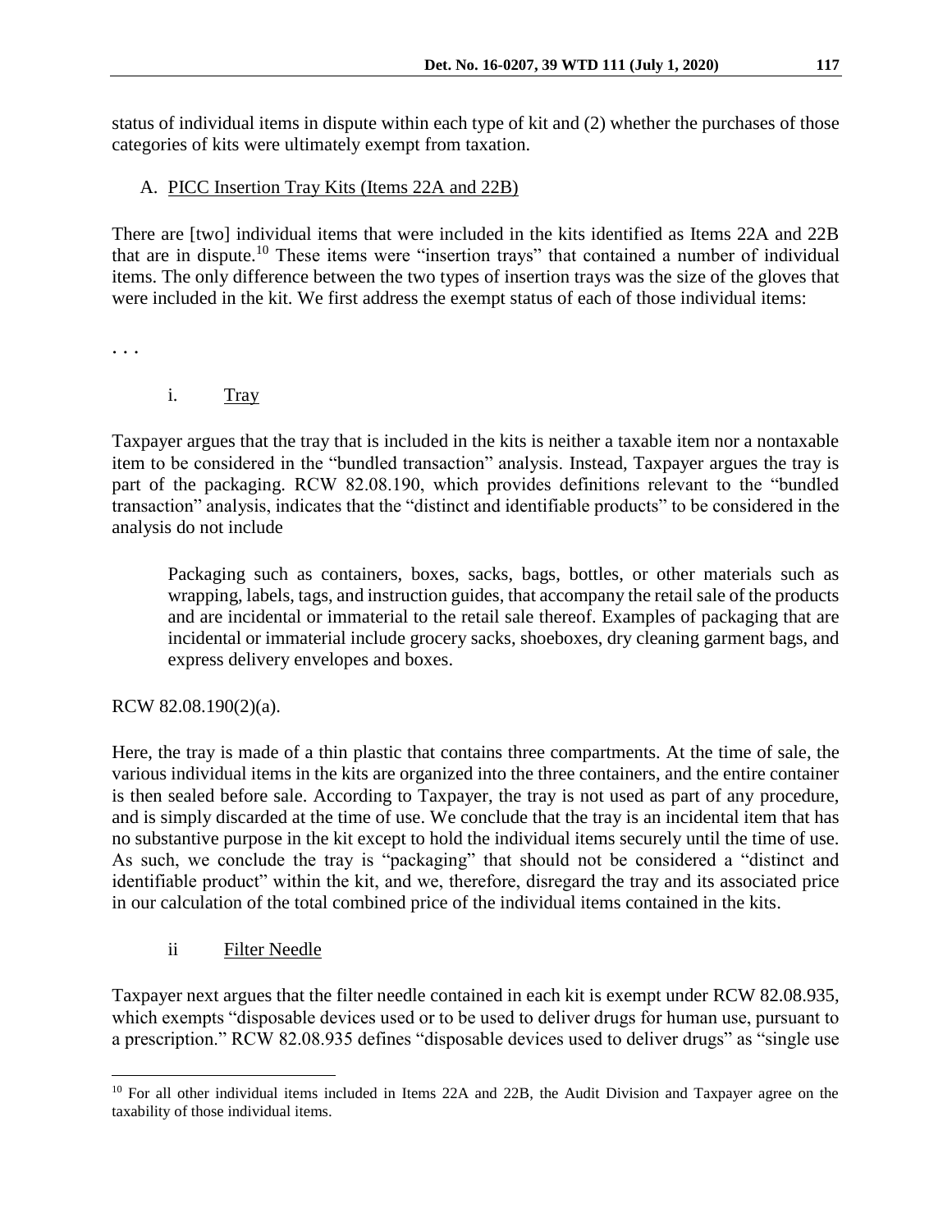status of individual items in dispute within each type of kit and (2) whether the purchases of those categories of kits were ultimately exempt from taxation.

A. PICC Insertion Tray Kits (Items 22A and 22B)

There are [two] individual items that were included in the kits identified as Items 22A and 22B that are in dispute.[10] These items were "insertion trays" that contained a number of individual items. The only difference between the two types of insertion trays was the size of the gloves that were included in the kit. We first address the exempt status of each of those individual items:

. . .

i. Tray

Taxpayer argues that the tray that is included in the kits is neither a taxable item nor a nontaxable item to be considered in the "bundled transaction" analysis. Instead, Taxpayer argues the tray is part of the packaging. RCW 82.08.190, which provides definitions relevant to the "bundled transaction" analysis, indicates that the "distinct and identifiable products" to be considered in the analysis do not include

> Packaging such as containers, boxes, sacks, bags, bottles, or other materials such as wrapping, labels, tags, and instruction guides, that accompany the retail sale of the products and are incidental or immaterial to the retail sale thereof. Examples of packaging that are incidental or immaterial include grocery sacks, shoeboxes, dry cleaning garment bags, and express delivery envelopes and boxes.

RCW 82.08.190(2)(a).

Here, the tray is made of a thin plastic that contains three compartments. At the time of sale, the various individual items in the kits are organized into the three containers, and the entire container is then sealed before sale. According to Taxpayer, the tray is not used as part of any procedure, and is simply discarded at the time of use. We conclude that the tray is an incidental item that has no substantive purpose in the kit except to hold the individual items securely until the time of use. As such, we conclude the tray is "packaging" that should not be considered a "distinct and identifiable product" within the kit, and we, therefore, disregard the tray and its associated price in our calculation of the total combined price of the individual items contained in the kits.

ii Filter Needle

Taxpayer next argues that the filter needle contained in each kit is exempt under RCW 82.08.935, which exempts "disposable devices used or to be used to deliver drugs for human use, pursuant to a prescription." RCW 82.08.935 defines "disposable devices used to deliver drugs" as "single use

[10] For all other individual items included in Items 22A and 22B, the Audit Division and Taxpayer agree on the taxability of those individual items.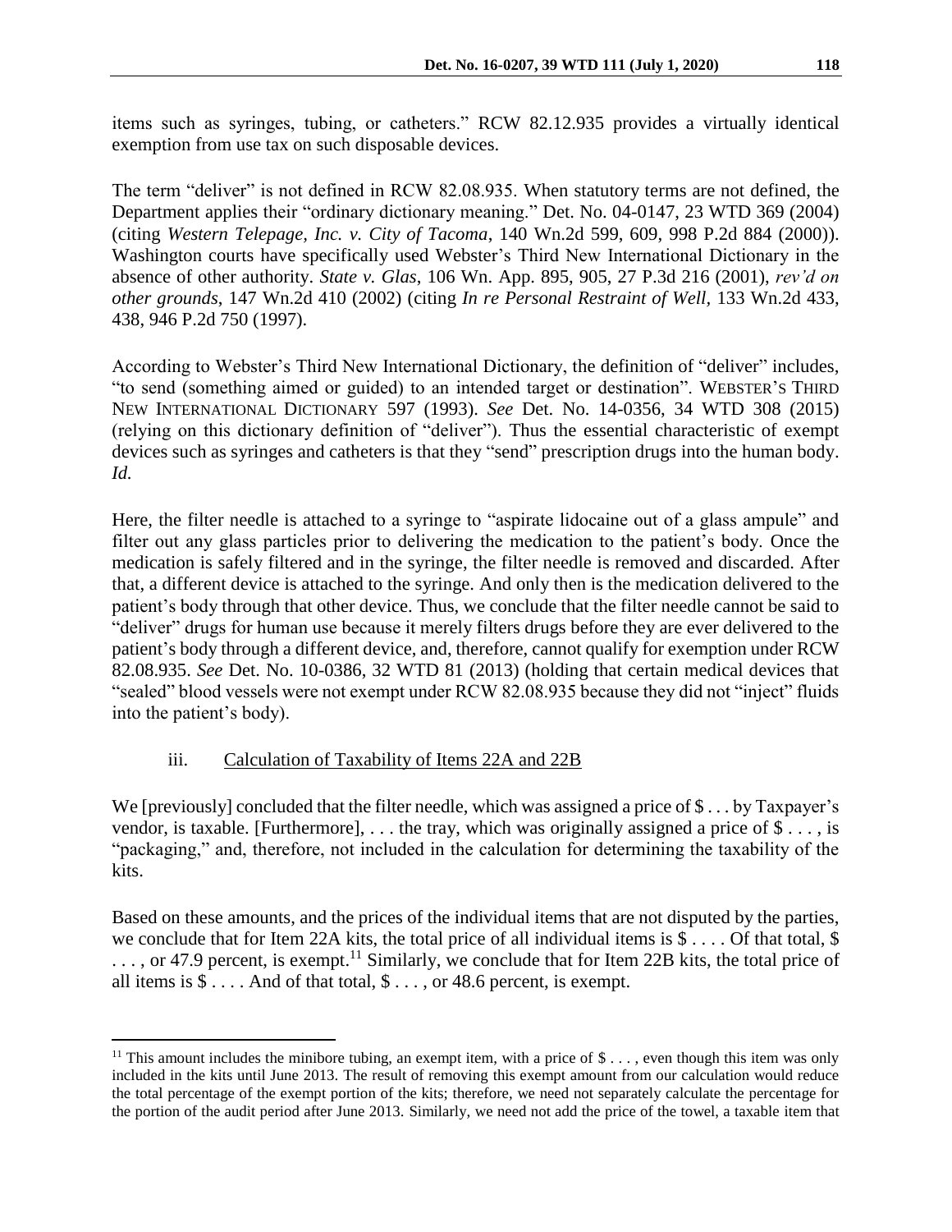items such as syringes, tubing, or catheters." RCW 82.12.935 provides a virtually identical exemption from use tax on such disposable devices.

The term "deliver" is not defined in RCW 82.08.935. When statutory terms are not defined, the Department applies their "ordinary dictionary meaning." Det. No. 04-0147, 23 WTD 369 (2004) (citing *Western Telepage, Inc. v. City of Tacoma*, 140 Wn.2d 599, 609, 998 P.2d 884 (2000)). Washington courts have specifically used Webster's Third New International Dictionary in the absence of other authority. *State v. Glas*, 106 Wn. App. 895, 905, 27 P.3d 216 (2001), *rev'd on other grounds*, 147 Wn.2d 410 (2002) (citing *In re Personal Restraint of Well*, 133 Wn.2d 433, 438, 946 P.2d 750 (1997).

According to Webster's Third New International Dictionary, the definition of "deliver" includes, "to send (something aimed or guided) to an intended target or destination". WEBSTER'S THIRD NEW INTERNATIONAL DICTIONARY 597 (1993). *See* Det. No. 14-0356, 34 WTD 308 (2015) (relying on this dictionary definition of "deliver"). Thus the essential characteristic of exempt devices such as syringes and catheters is that they "send" prescription drugs into the human body. *Id.*

Here, the filter needle is attached to a syringe to "aspirate lidocaine out of a glass ampule" and filter out any glass particles prior to delivering the medication to the patient's body. Once the medication is safely filtered and in the syringe, the filter needle is removed and discarded. After that, a different device is attached to the syringe. And only then is the medication delivered to the patient's body through that other device. Thus, we conclude that the filter needle cannot be said to "deliver" drugs for human use because it merely filters drugs before they are ever delivered to the patient's body through a different device, and, therefore, cannot qualify for exemption under RCW 82.08.935. *See* Det. No. 10-0386, 32 WTD 81 (2013) (holding that certain medical devices that "sealed" blood vessels were not exempt under RCW 82.08.935 because they did not "inject" fluids into the patient's body).

### iii. Calculation of Taxability of Items 22A and 22B

We [previously] concluded that the filter needle, which was assigned a price of $ . . . by Taxpayer's vendor, is taxable. [Furthermore], . . . the tray, which was originally assigned a price of $ . . . , is "packaging," and, therefore, not included in the calculation for determining the taxability of the kits.

Based on these amounts, and the prices of the individual items that are not disputed by the parties, we conclude that for Item 22A kits, the total price of all individual items is $ . . . . Of that total, $ . . . , or 47.9 percent, is exempt.[11] Similarly, we conclude that for Item 22B kits, the total price of all items is $ . . . . And of that total, $ . . . , or 48.6 percent, is exempt.

---

[11] This amount includes the minibore tubing, an exempt item, with a price of $ . . . , even though this item was only included in the kits until June 2013. The result of removing this exempt amount from our calculation would reduce the total percentage of the exempt portion of the kits; therefore, we need not separately calculate the percentage for the portion of the audit period after June 2013. Similarly, we need not add the price of the towel, a taxable item that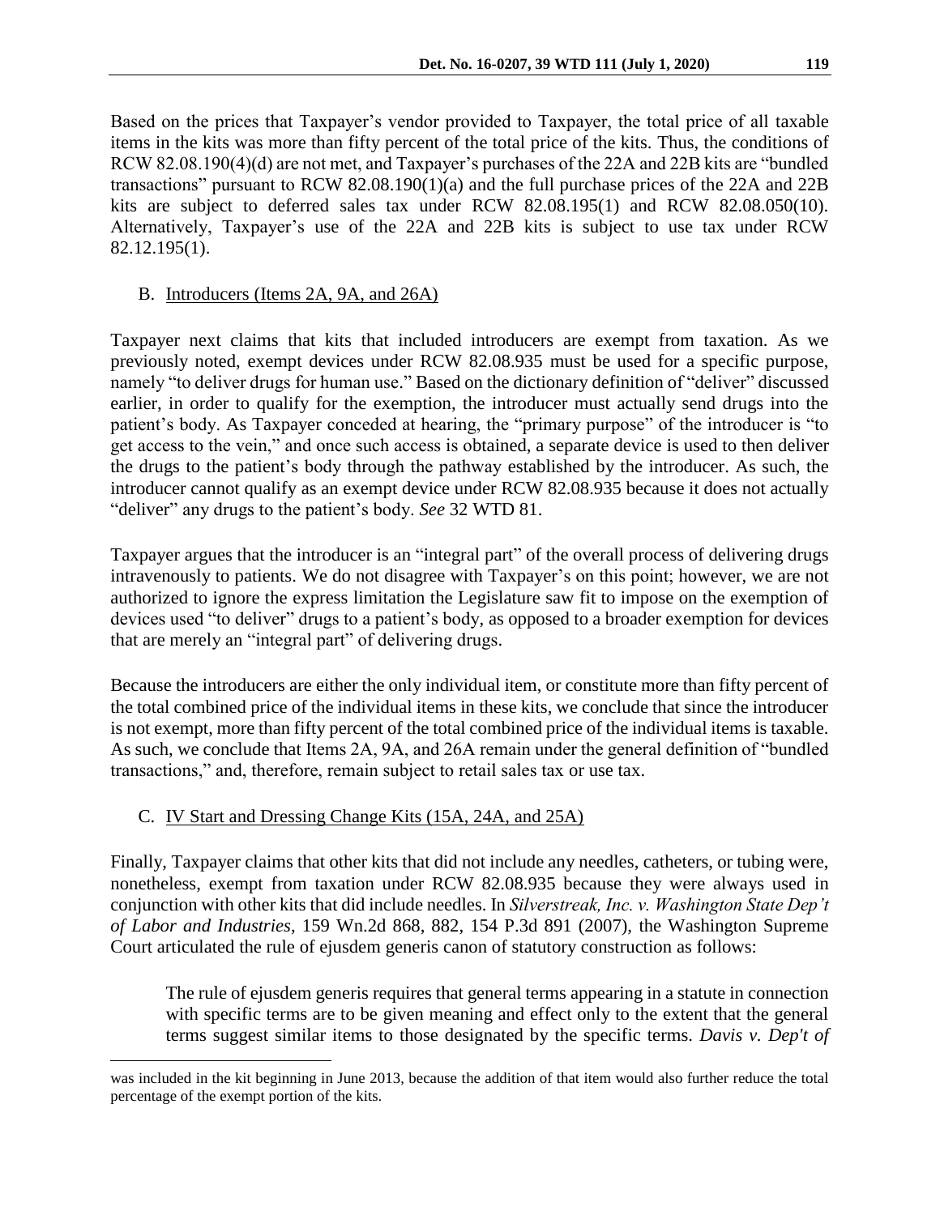Based on the prices that Taxpayer's vendor provided to Taxpayer, the total price of all taxable items in the kits was more than fifty percent of the total price of the kits. Thus, the conditions of RCW 82.08.190(4)(d) are not met, and Taxpayer's purchases of the 22A and 22B kits are "bundled transactions" pursuant to RCW 82.08.190(1)(a) and the full purchase prices of the 22A and 22B kits are subject to deferred sales tax under RCW 82.08.195(1) and RCW 82.08.050(10). Alternatively, Taxpayer's use of the 22A and 22B kits is subject to use tax under RCW 82.12.195(1).

B. Introducers (Items 2A, 9A, and 26A)

Taxpayer next claims that kits that included introducers are exempt from taxation. As we previously noted, exempt devices under RCW 82.08.935 must be used for a specific purpose, namely "to deliver drugs for human use." Based on the dictionary definition of "deliver" discussed earlier, in order to qualify for the exemption, the introducer must actually send drugs into the patient's body. As Taxpayer conceded at hearing, the "primary purpose" of the introducer is "to get access to the vein," and once such access is obtained, a separate device is used to then deliver the drugs to the patient's body through the pathway established by the introducer. As such, the introducer cannot qualify as an exempt device under RCW 82.08.935 because it does not actually "deliver" any drugs to the patient's body. *See* 32 WTD 81.

Taxpayer argues that the introducer is an "integral part" of the overall process of delivering drugs intravenously to patients. We do not disagree with Taxpayer's on this point; however, we are not authorized to ignore the express limitation the Legislature saw fit to impose on the exemption of devices used "to deliver" drugs to a patient's body, as opposed to a broader exemption for devices that are merely an "integral part" of delivering drugs.

Because the introducers are either the only individual item, or constitute more than fifty percent of the total combined price of the individual items in these kits, we conclude that since the introducer is not exempt, more than fifty percent of the total combined price of the individual items is taxable. As such, we conclude that Items 2A, 9A, and 26A remain under the general definition of "bundled transactions," and, therefore, remain subject to retail sales tax or use tax.

C. IV Start and Dressing Change Kits (15A, 24A, and 25A)

Finally, Taxpayer claims that other kits that did not include any needles, catheters, or tubing were, nonetheless, exempt from taxation under RCW 82.08.935 because they were always used in conjunction with other kits that did include needles. In *Silverstreak, Inc. v. Washington State Dep't of Labor and Industries*, 159 Wn.2d 868, 882, 154 P.3d 891 (2007), the Washington Supreme Court articulated the rule of ejusdem generis canon of statutory construction as follows:

> The rule of ejusdem generis requires that general terms appearing in a statute in connection with specific terms are to be given meaning and effect only to the extent that the general terms suggest similar items to those designated by the specific terms. *Davis v. Dep't of*

---

was included in the kit beginning in June 2013, because the addition of that item would also further reduce the total percentage of the exempt portion of the kits.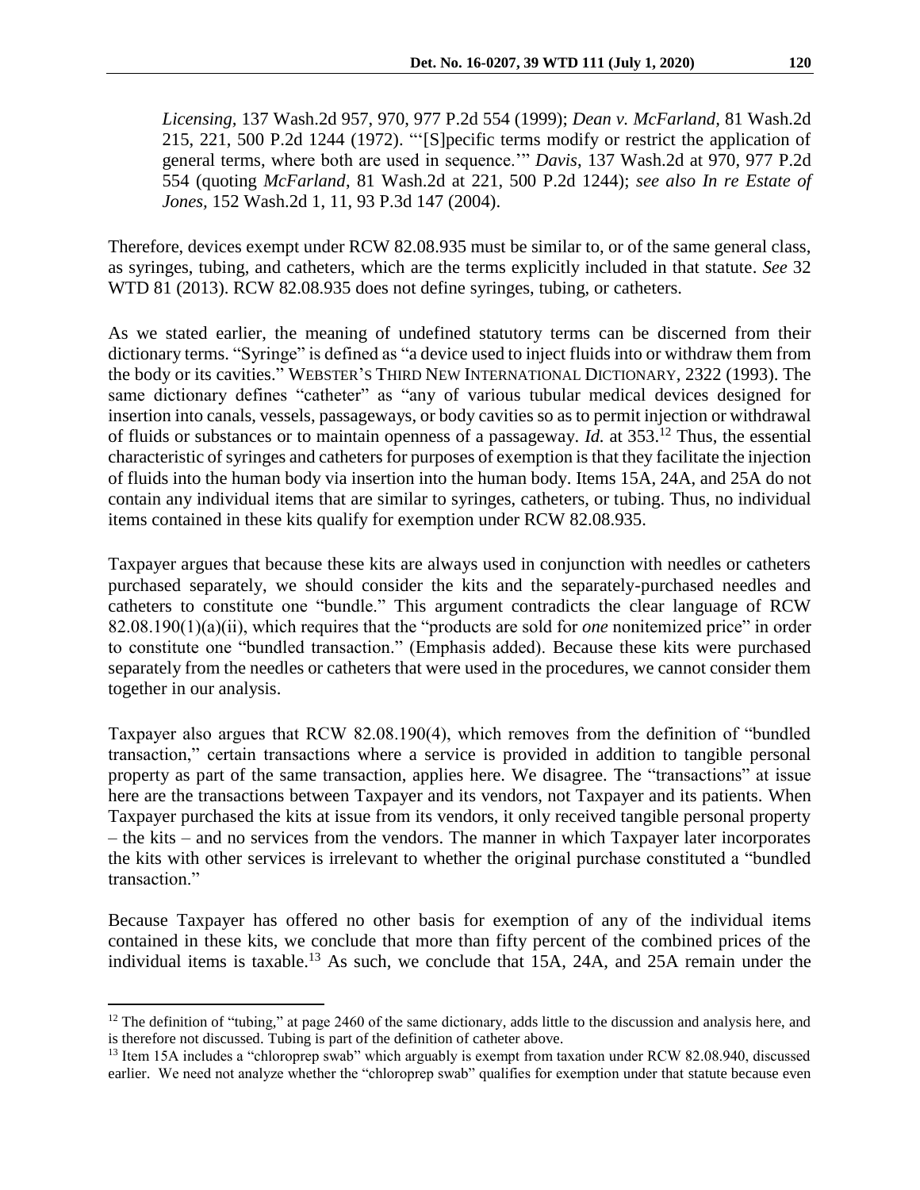*Licensing*, 137 Wash.2d 957, 970, 977 P.2d 554 (1999); *Dean v. McFarland*, 81 Wash.2d 215, 221, 500 P.2d 1244 (1972). "'[S]pecific terms modify or restrict the application of general terms, where both are used in sequence.'" *Davis*, 137 Wash.2d at 970, 977 P.2d 554 (quoting *McFarland*, 81 Wash.2d at 221, 500 P.2d 1244); *see also In re Estate of Jones*, 152 Wash.2d 1, 11, 93 P.3d 147 (2004).

Therefore, devices exempt under RCW 82.08.935 must be similar to, or of the same general class, as syringes, tubing, and catheters, which are the terms explicitly included in that statute. *See* 32 WTD 81 (2013). RCW 82.08.935 does not define syringes, tubing, or catheters.

As we stated earlier, the meaning of undefined statutory terms can be discerned from their dictionary terms. "Syringe" is defined as "a device used to inject fluids into or withdraw them from the body or its cavities." WEBSTER'S THIRD NEW INTERNATIONAL DICTIONARY, 2322 (1993). The same dictionary defines "catheter" as "any of various tubular medical devices designed for insertion into canals, vessels, passageways, or body cavities so as to permit injection or withdrawal of fluids or substances or to maintain openness of a passageway. *Id.* at 353.[12] Thus, the essential characteristic of syringes and catheters for purposes of exemption is that they facilitate the injection of fluids into the human body via insertion into the human body. Items 15A, 24A, and 25A do not contain any individual items that are similar to syringes, catheters, or tubing. Thus, no individual items contained in these kits qualify for exemption under RCW 82.08.935.

Taxpayer argues that because these kits are always used in conjunction with needles or catheters purchased separately, we should consider the kits and the separately-purchased needles and catheters to constitute one "bundle." This argument contradicts the clear language of RCW 82.08.190(1)(a)(ii), which requires that the "products are sold for *one* nonitemized price" in order to constitute one "bundled transaction." (Emphasis added). Because these kits were purchased separately from the needles or catheters that were used in the procedures, we cannot consider them together in our analysis.

Taxpayer also argues that RCW 82.08.190(4), which removes from the definition of "bundled transaction," certain transactions where a service is provided in addition to tangible personal property as part of the same transaction, applies here. We disagree. The "transactions" at issue here are the transactions between Taxpayer and its vendors, not Taxpayer and its patients. When Taxpayer purchased the kits at issue from its vendors, it only received tangible personal property – the kits – and no services from the vendors. The manner in which Taxpayer later incorporates the kits with other services is irrelevant to whether the original purchase constituted a "bundled transaction."

Because Taxpayer has offered no other basis for exemption of any of the individual items contained in these kits, we conclude that more than fifty percent of the combined prices of the individual items is taxable.[13] As such, we conclude that 15A, 24A, and 25A remain under the

---

[12] The definition of "tubing," at page 2460 of the same dictionary, adds little to the discussion and analysis here, and is therefore not discussed. Tubing is part of the definition of catheter above.

[13] Item 15A includes a "chloroprep swab" which arguably is exempt from taxation under RCW 82.08.940, discussed earlier. We need not analyze whether the "chloroprep swab" qualifies for exemption under that statute because even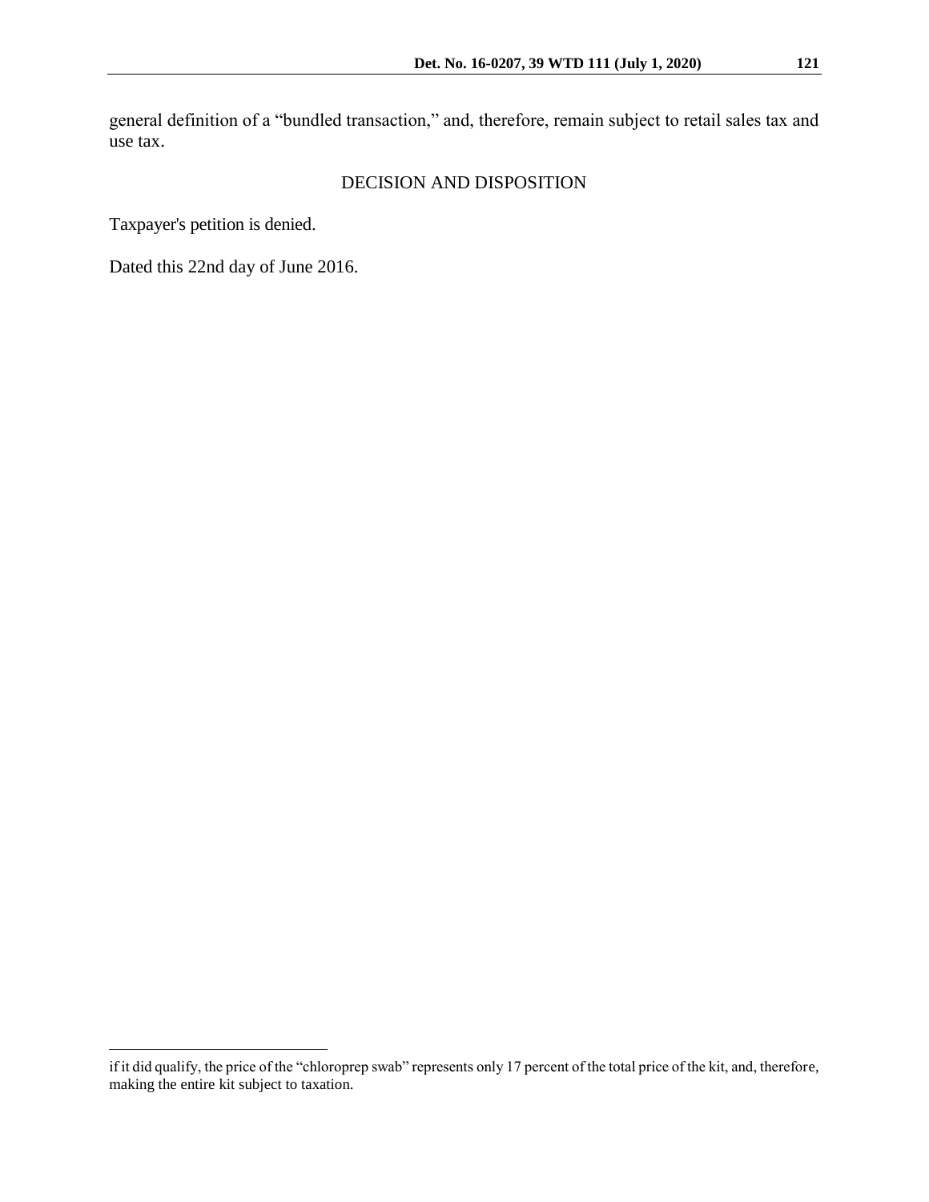general definition of a "bundled transaction," and, therefore, remain subject to retail sales tax and use tax.

## DECISION AND DISPOSITION

Taxpayer's petition is denied.

Dated this 22nd day of June 2016.

---

if it did qualify, the price of the "chloroprep swab" represents only 17 percent of the total price of the kit, and, therefore, making the entire kit subject to taxation.